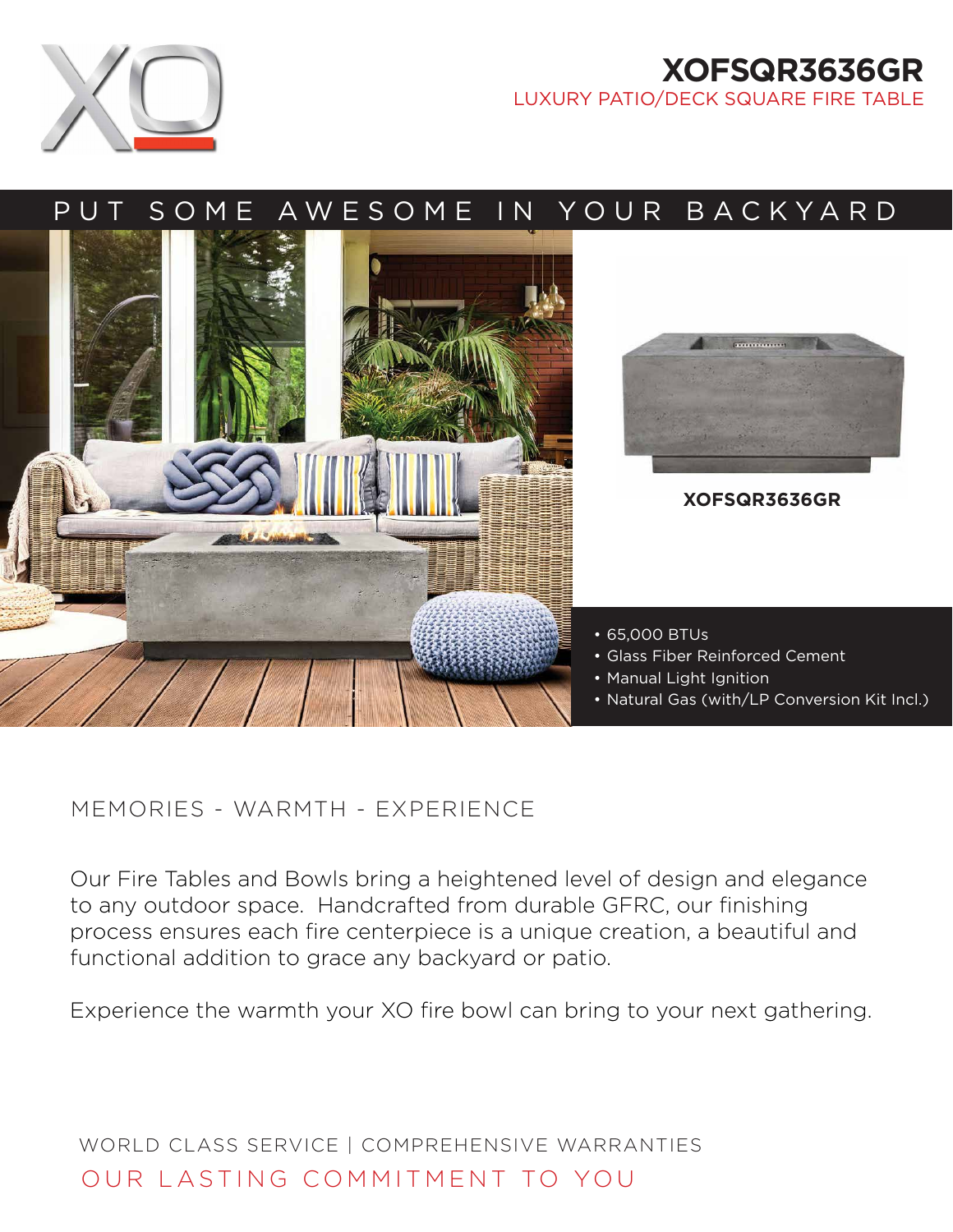# XOFSQR3636GR

LUXURY PATIO/DECK SQUARE FIRE TABLE

## PUT SOME AWESOME IN YOUR BACKYARD

**XOFSQR3636GR**

- 65,000 BTUs
- Glass Fiber Reinforced Cement
- Manual Light Ignition
- Natural Gas (with/LP Conversion Kit Incl.)

MEMORIES - WARMTH - EXPERIENCE

Our Fire Tables and Bowls bring a heightened level of design and elegance to any outdoor space. Handcrafted from durable GFRC, our finishing process ensures each fire centerpiece is a unique creation, a beautiful and functional addition to grace any backyard or patio.

Experience the warmth your XO fire bowl can bring to your next gathering.

WORLD CLASS SERVICE | COMPREHENSIVE WARRANTIES

OUR LASTING COMMITMENT TO YOU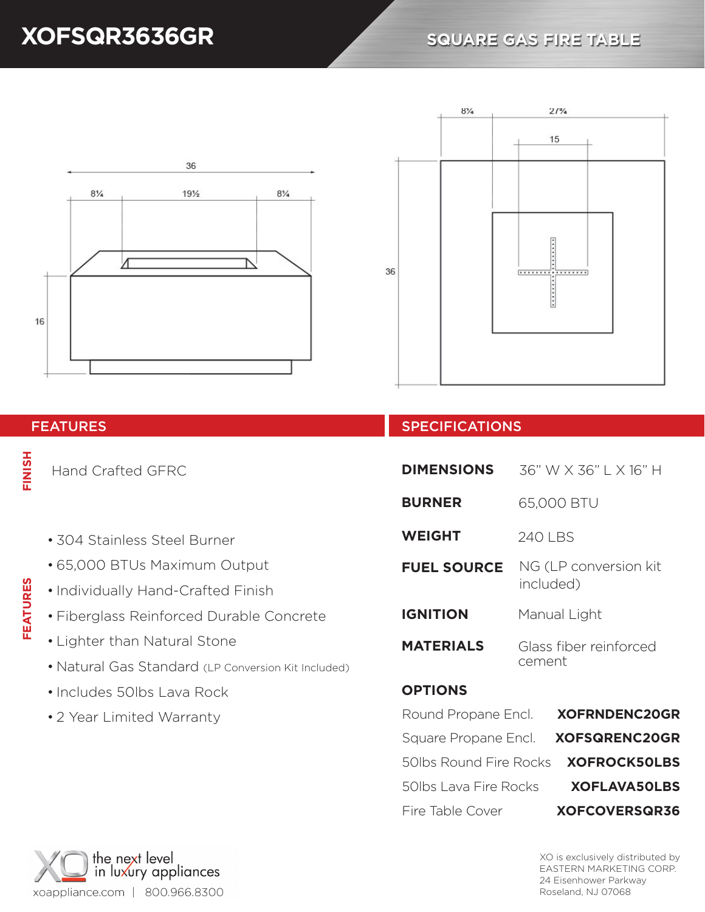# XOFSQR3636GR

## SQUARE GAS FIRE TABLE

36
8¼
19½
8¼
16

8¼
27¾
15
36

## FEATURES

**FINISH**

Hand Crafted GFRC

**FEATURES**

- 304 Stainless Steel Burner
- 65,000 BTUs Maximum Output
- Individually Hand-Crafted Finish
- Fiberglass Reinforced Durable Concrete
- Lighter than Natural Stone
- Natural Gas Standard (LP Conversion Kit Included)
- Includes 50lbs Lava Rock
- 2 Year Limited Warranty

## SPECIFICATIONS

| | |
|---|---|
| **DIMENSIONS** | 36" W X 36" L X 16" H |
| **BURNER** | 65,000 BTU |
| **WEIGHT** | 240 LBS |
| **FUEL SOURCE** | NG (LP conversion kit included) |
| **IGNITION** | Manual Light |
| **MATERIALS** | Glass fiber reinforced cement |

**OPTIONS**

| | |
|---|---|
| Round Propane Encl. | **XOFRNDENC20GR** |
| Square Propane Encl. | **XOFSQRENC20GR** |
| 50lbs Round Fire Rocks | **XOFROCK50LBS** |
| 50lbs Lava Fire Rocks | **XOFLAVA50LBS** |
| Fire Table Cover | **XOFCOVERSQR36** |

the next level in luxury appliances
xoappliance.com | 800.966.8300

XO is exclusively distributed by
EASTERN MARKETING CORP.
24 Eisenhower Parkway
Roseland, NJ 07068